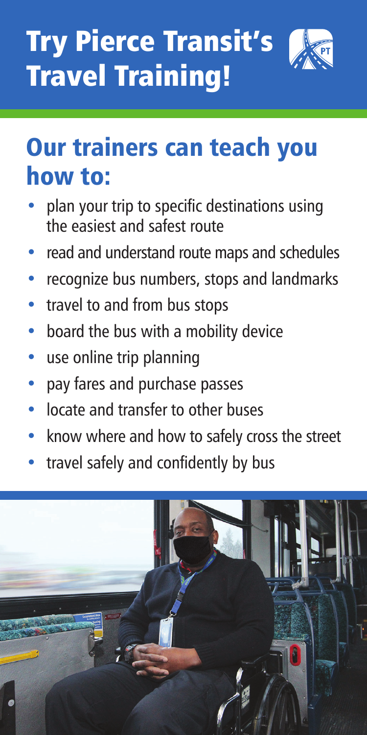# Try Pierce Transit's Travel Training!

## Our trainers can teach you how to:

- plan your trip to specific destinations using the easiest and safest route
- read and understand route maps and schedules
- recognize bus numbers, stops and landmarks
- travel to and from bus stops
- board the bus with a mobility device
- use online trip planning
- pay fares and purchase passes
- locate and transfer to other buses
- know where and how to safely cross the street
- travel safely and confidently by bus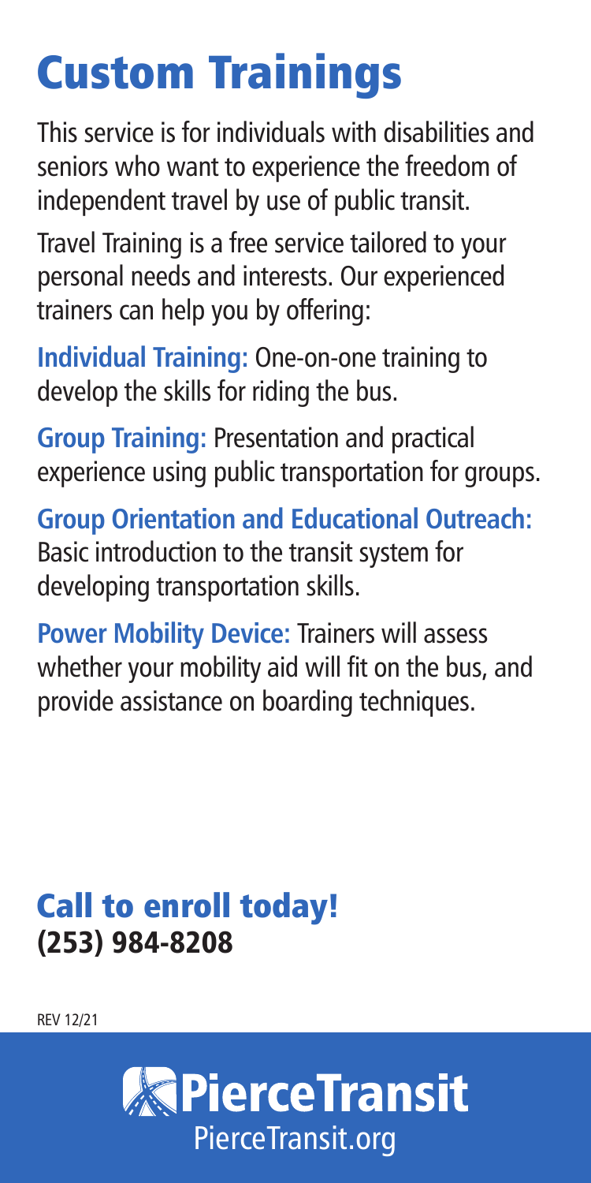# Custom Trainings

This service is for individuals with disabilities and seniors who want to experience the freedom of independent travel by use of public transit.

Travel Training is a free service tailored to your personal needs and interests. Our experienced trainers can help you by offering:

**Individual Training:** One-on-one training to develop the skills for riding the bus.

**Group Training:** Presentation and practical experience using public transportation for groups.

**Group Orientation and Educational Outreach:** Basic introduction to the transit system for developing transportation skills.

**Power Mobility Device:** Trainers will assess whether your mobility aid will fit on the bus, and provide assistance on boarding techniques.

## Call to enroll today!
**(253) 984-8208**

REV 12/21

PierceTransit

PierceTransit.org